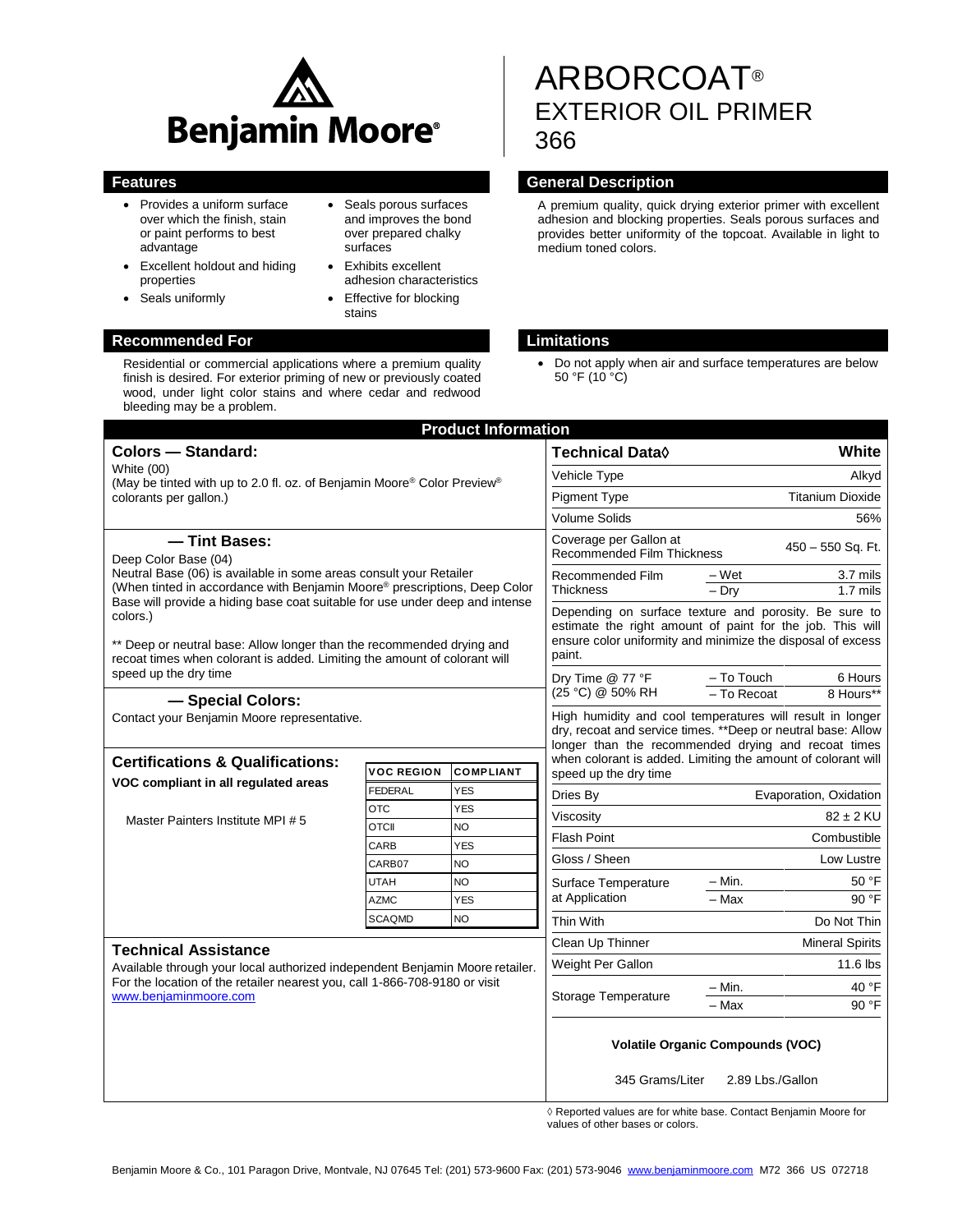# ARBORCOAT®
# EXTERIOR OIL PRIMER
# 366

Benjamin Moore®

## Features

- Provides a uniform surface over which the finish, stain or paint performs to best advantage
- Excellent holdout and hiding properties
- Seals uniformly
- Seals porous surfaces and improves the bond over prepared chalky surfaces
- Exhibits excellent adhesion characteristics
- Effective for blocking stains

## General Description

A premium quality, quick drying exterior primer with excellent adhesion and blocking properties. Seals porous surfaces and provides better uniformity of the topcoat. Available in light to medium toned colors.

## Recommended For

Residential or commercial applications where a premium quality finish is desired. For exterior priming of new or previously coated wood, under light color stains and where cedar and redwood bleeding may be a problem.

## Limitations

- Do not apply when air and surface temperatures are below 50 °F (10 °C)

## Product Information

### Colors — Standard:

White (00)
(May be tinted with up to 2.0 fl. oz. of Benjamin Moore® Color Preview® colorants per gallon.)

### — Tint Bases:

Deep Color Base (04)
Neutral Base (06) is available in some areas consult your Retailer
(When tinted in accordance with Benjamin Moore® prescriptions, Deep Color Base will provide a hiding base coat suitable for use under deep and intense colors.)

** Deep or neutral base: Allow longer than the recommended drying and recoat times when colorant is added. Limiting the amount of colorant will speed up the dry time

### — Special Colors:

Contact your Benjamin Moore representative.

### Certifications & Qualifications:

**VOC compliant in all regulated areas**

Master Painters Institute MPI # 5

| VOC REGION | COMPLIANT |
|---|---|
| FEDERAL | YES |
| OTC | YES |
| OTCII | NO |
| CARB | YES |
| CARB07 | NO |
| UTAH | NO |
| AZMC | YES |
| SCAQMD | NO |

### Technical Assistance

Available through your local authorized independent Benjamin Moore retailer. For the location of the retailer nearest you, call 1-866-708-9180 or visit www.benjaminmoore.com

### Technical Data◊

| Technical Data◊ | | White |
|---|---|---|
| Vehicle Type | | Alkyd |
| Pigment Type | | Titanium Dioxide |
| Volume Solids | | 56% |
| Coverage per Gallon at Recommended Film Thickness | | 450 – 550 Sq. Ft. |
| Recommended Film Thickness | – Wet | 3.7 mils |
| | – Dry | 1.7 mils |
| Depending on surface texture and porosity. Be sure to estimate the right amount of paint for the job. This will ensure color uniformity and minimize the disposal of excess paint. | | |
| Dry Time @ 77 °F (25 °C) @ 50% RH | – To Touch | 6 Hours |
| | – To Recoat | 8 Hours** |
| High humidity and cool temperatures will result in longer dry, recoat and service times. **Deep or neutral base: Allow longer than the recommended drying and recoat times when colorant is added. Limiting the amount of colorant will speed up the dry time | | |
| Dries By | | Evaporation, Oxidation |
| Viscosity | | 82 ± 2 KU |
| Flash Point | | Combustible |
| Gloss / Sheen | | Low Lustre |
| Surface Temperature at Application | – Min. | 50 °F |
| | – Max | 90 °F |
| Thin With | | Do Not Thin |
| Clean Up Thinner | | Mineral Spirits |
| Weight Per Gallon | | 11.6 lbs |
| Storage Temperature | – Min. | 40 °F |
| | – Max | 90 °F |

**Volatile Organic Compounds (VOC)**

345 Grams/Liter 2.89 Lbs./Gallon

◊ Reported values are for white base. Contact Benjamin Moore for values of other bases or colors.

Benjamin Moore & Co., 101 Paragon Drive, Montvale, NJ 07645 Tel: (201) 573-9600 Fax: (201) 573-9046 www.benjaminmoore.com M72 366 US 072718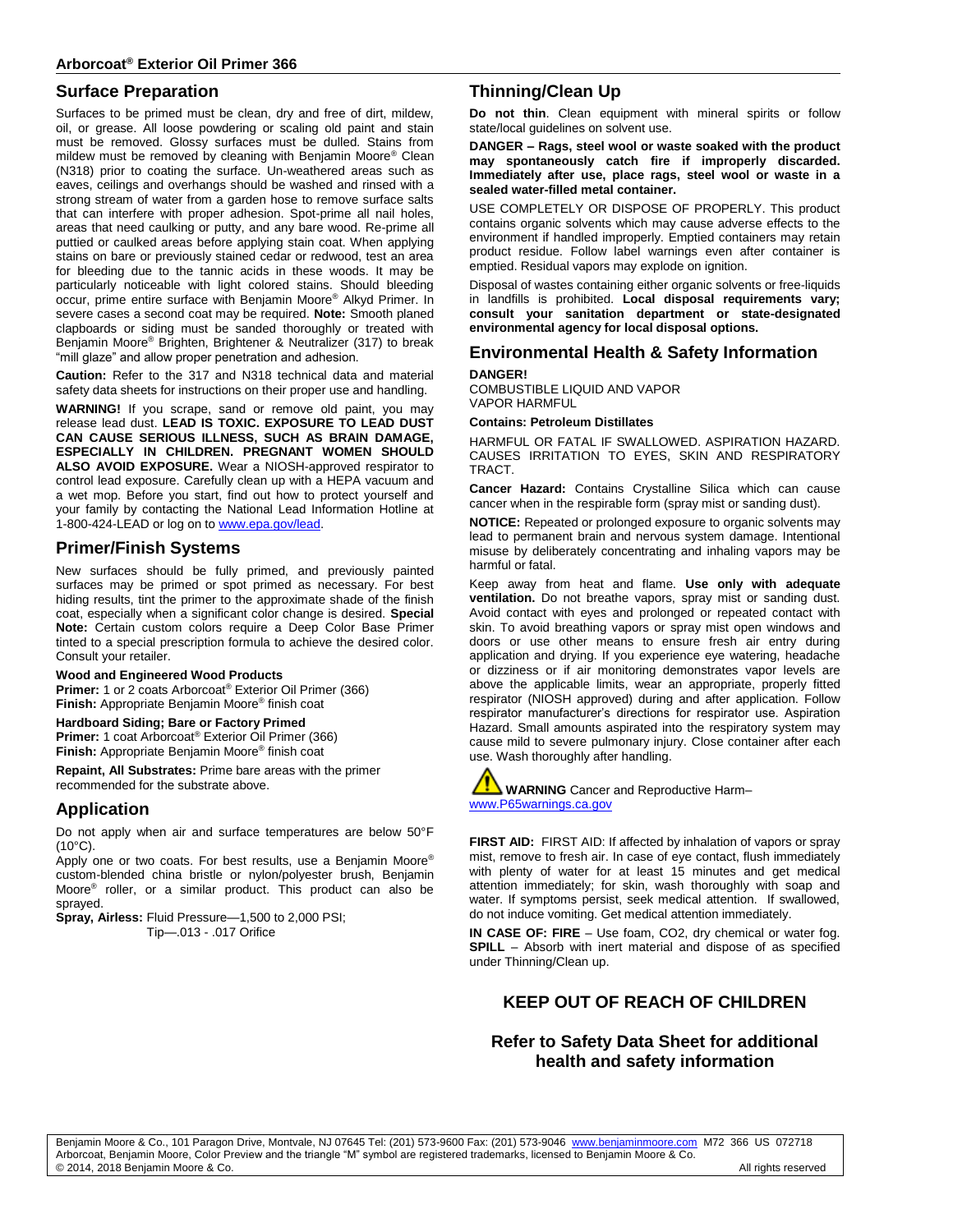## Surface Preparation

Surfaces to be primed must be clean, dry and free of dirt, mildew, oil, or grease. All loose powdering or scaling old paint and stain must be removed. Glossy surfaces must be dulled. Stains from mildew must be removed by cleaning with Benjamin Moore® Clean (N318) prior to coating the surface. Un-weathered areas such as eaves, ceilings and overhangs should be washed and rinsed with a strong stream of water from a garden hose to remove surface salts that can interfere with proper adhesion. Spot-prime all nail holes, areas that need caulking or putty, and any bare wood. Re-prime all puttied or caulked areas before applying stain coat. When applying stains on bare or previously stained cedar or redwood, test an area for bleeding due to the tannic acids in these woods. It may be particularly noticeable with light colored stains. Should bleeding occur, prime entire surface with Benjamin Moore® Alkyd Primer. In severe cases a second coat may be required. **Note:** Smooth planed clapboards or siding must be sanded thoroughly or treated with Benjamin Moore® Brighten, Brightener & Neutralizer (317) to break "mill glaze" and allow proper penetration and adhesion.

**Caution:** Refer to the 317 and N318 technical data and material safety data sheets for instructions on their proper use and handling.

**WARNING!** If you scrape, sand or remove old paint, you may release lead dust. **LEAD IS TOXIC. EXPOSURE TO LEAD DUST CAN CAUSE SERIOUS ILLNESS, SUCH AS BRAIN DAMAGE, ESPECIALLY IN CHILDREN. PREGNANT WOMEN SHOULD ALSO AVOID EXPOSURE.** Wear a NIOSH-approved respirator to control lead exposure. Carefully clean up with a HEPA vacuum and a wet mop. Before you start, find out how to protect yourself and your family by contacting the National Lead Information Hotline at 1-800-424-LEAD or log on to www.epa.gov/lead.

## Primer/Finish Systems

New surfaces should be fully primed, and previously painted surfaces may be primed or spot primed as necessary. For best hiding results, tint the primer to the approximate shade of the finish coat, especially when a significant color change is desired. **Special Note:** Certain custom colors require a Deep Color Base Primer tinted to a special prescription formula to achieve the desired color. Consult your retailer.

**Wood and Engineered Wood Products**
**Primer:** 1 or 2 coats Arborcoat® Exterior Oil Primer (366)
**Finish:** Appropriate Benjamin Moore® finish coat

**Hardboard Siding; Bare or Factory Primed**
**Primer:** 1 coat Arborcoat® Exterior Oil Primer (366)
**Finish:** Appropriate Benjamin Moore® finish coat

**Repaint, All Substrates:** Prime bare areas with the primer recommended for the substrate above.

## Application

Do not apply when air and surface temperatures are below 50°F (10°C).
Apply one or two coats. For best results, use a Benjamin Moore® custom-blended china bristle or nylon/polyester brush, Benjamin Moore® roller, or a similar product. This product can also be sprayed.
**Spray, Airless:** Fluid Pressure—1,500 to 2,000 PSI;
Tip—.013 - .017 Orifice

## Thinning/Clean Up

**Do not thin**. Clean equipment with mineral spirits or follow state/local guidelines on solvent use.

**DANGER – Rags, steel wool or waste soaked with the product may spontaneously catch fire if improperly discarded. Immediately after use, place rags, steel wool or waste in a sealed water-filled metal container.**

USE COMPLETELY OR DISPOSE OF PROPERLY. This product contains organic solvents which may cause adverse effects to the environment if handled improperly. Emptied containers may retain product residue. Follow label warnings even after container is emptied. Residual vapors may explode on ignition.

Disposal of wastes containing either organic solvents or free-liquids in landfills is prohibited. **Local disposal requirements vary; consult your sanitation department or state-designated environmental agency for local disposal options.**

## Environmental Health & Safety Information

**DANGER!**
COMBUSTIBLE LIQUID AND VAPOR
VAPOR HARMFUL

**Contains: Petroleum Distillates**

HARMFUL OR FATAL IF SWALLOWED. ASPIRATION HAZARD. CAUSES IRRITATION TO EYES, SKIN AND RESPIRATORY TRACT.

**Cancer Hazard:** Contains Crystalline Silica which can cause cancer when in the respirable form (spray mist or sanding dust).

**NOTICE:** Repeated or prolonged exposure to organic solvents may lead to permanent brain and nervous system damage. Intentional misuse by deliberately concentrating and inhaling vapors may be harmful or fatal.

Keep away from heat and flame. **Use only with adequate ventilation.** Do not breathe vapors, spray mist or sanding dust. Avoid contact with eyes and prolonged or repeated contact with skin. To avoid breathing vapors or spray mist open windows and doors or use other means to ensure fresh air entry during application and drying. If you experience eye watering, headache or dizziness or if air monitoring demonstrates vapor levels are above the applicable limits, wear an appropriate, properly fitted respirator (NIOSH approved) during and after application. Follow respirator manufacturer's directions for respirator use. Aspiration Hazard. Small amounts aspirated into the respiratory system may cause mild to severe pulmonary injury. Close container after each use. Wash thoroughly after handling.

**WARNING** Cancer and Reproductive Harm– www.P65warnings.ca.gov

**FIRST AID:** FIRST AID: If affected by inhalation of vapors or spray mist, remove to fresh air. In case of eye contact, flush immediately with plenty of water for at least 15 minutes and get medical attention immediately; for skin, wash thoroughly with soap and water. If symptoms persist, seek medical attention. If swallowed, do not induce vomiting. Get medical attention immediately.

**IN CASE OF: FIRE** – Use foam, CO2, dry chemical or water fog. **SPILL** – Absorb with inert material and dispose of as specified under Thinning/Clean up.

**KEEP OUT OF REACH OF CHILDREN**

**Refer to Safety Data Sheet for additional health and safety information**

Benjamin Moore & Co., 101 Paragon Drive, Montvale, NJ 07645 Tel: (201) 573-9600 Fax: (201) 573-9046 www.benjaminmoore.com M72 366 US 072718
Arborcoat, Benjamin Moore, Color Preview and the triangle "M" symbol are registered trademarks, licensed to Benjamin Moore & Co.
© 2014, 2018 Benjamin Moore & Co. All rights reserved